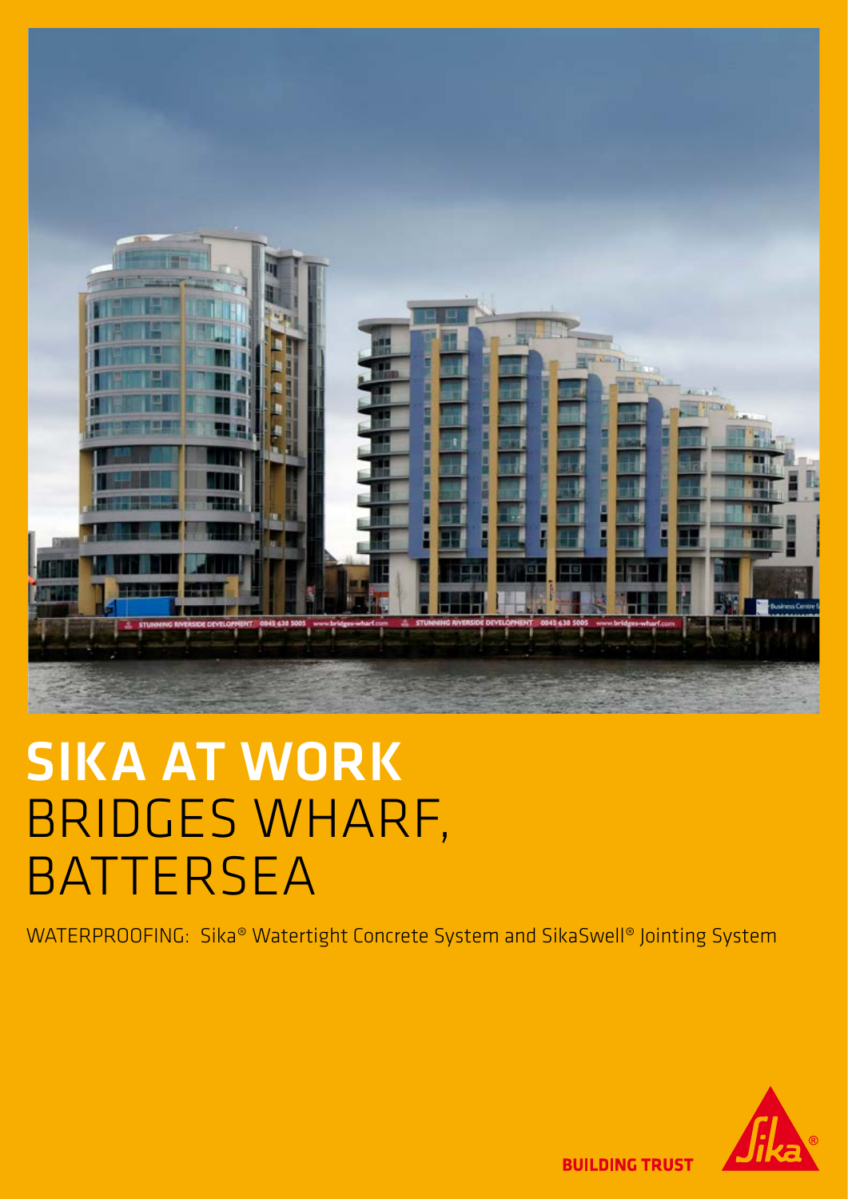# SIKA AT WORK
# BRIDGES WHARF, BATTERSEA

WATERPROOFING: Sika® Watertight Concrete System and SikaSwell® Jointing System

BUILDING TRUST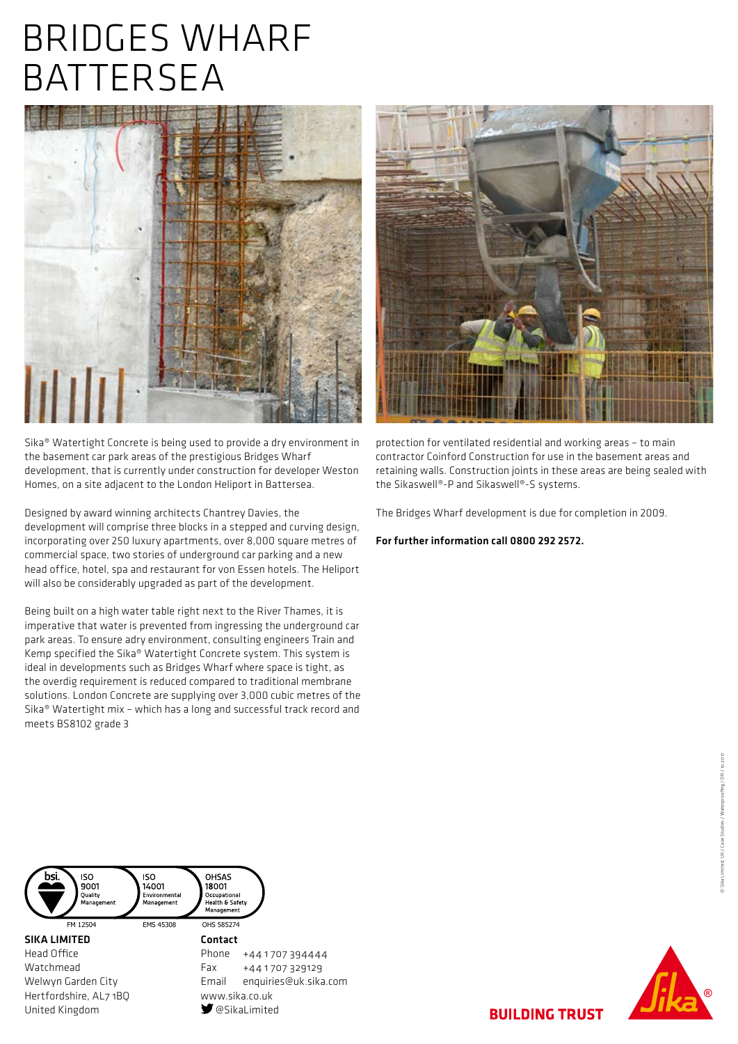# BRIDGES WHARF BATTERSEA

Sika® Watertight Concrete is being used to provide a dry environment in the basement car park areas of the prestigious Bridges Wharf development, that is currently under construction for developer Weston Homes, on a site adjacent to the London Heliport in Battersea.

Designed by award winning architects Chantrey Davies, the development will comprise three blocks in a stepped and curving design, incorporating over 250 luxury apartments, over 8,000 square metres of commercial space, two stories of underground car parking and a new head office, hotel, spa and restaurant for von Essen hotels. The Heliport will also be considerably upgraded as part of the development.

Being built on a high water table right next to the River Thames, it is imperative that water is prevented from ingressing the underground car park areas. To ensure adry environment, consulting engineers Train and Kemp specified the Sika® Watertight Concrete system. This system is ideal in developments such as Bridges Wharf where space is tight, as the overdig requirement is reduced compared to traditional membrane solutions. London Concrete are supplying over 3,000 cubic metres of the Sika® Watertight mix – which has a long and successful track record and meets BS8102 grade 3 protection for ventilated residential and working areas – to main contractor Coinford Construction for use in the basement areas and retaining walls. Construction joints in these areas are being sealed with the Sikaswell®-P and Sikaswell®-S systems.

The Bridges Wharf development is due for completion in 2009.

**For further information call 0800 292 2572.**

bsi. ISO 9001 Quality Management FM 12504 | ISO 14001 Environmental Management EMS 45308 | OHSAS 18001 Occupational Health & Safety Management OHS 585274

**SIKA LIMITED**
Head Office
Watchmead
Welwyn Garden City
Hertfordshire, AL7 1BQ
United Kingdom

**Contact**
Phone +44 1707 394444
Fax +44 1707 329129
Email enquiries@uk.sika.com
www.sika.co.uk
@SikaLimited

**BUILDING TRUST**

© Sika Limited, UK / Case Studies / Waterproofing / DR / 10.2017